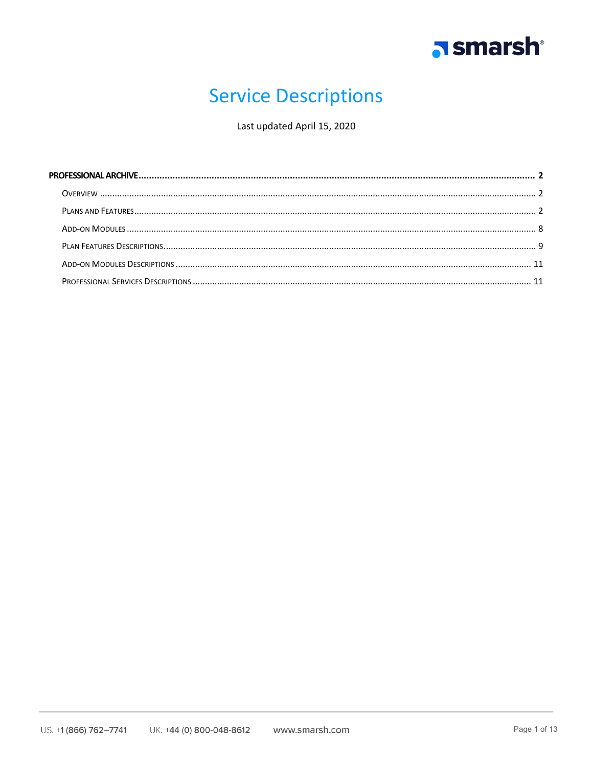# Service Descriptions

Last updated April 15, 2020

**PROFESSIONAL ARCHIVE** ..... 2

- Overview ..... 2
- Plans and Features ..... 2
- Add-on Modules ..... 8
- Plan Features Descriptions ..... 9
- Add-on Modules Descriptions ..... 11
- Professional Services Descriptions ..... 11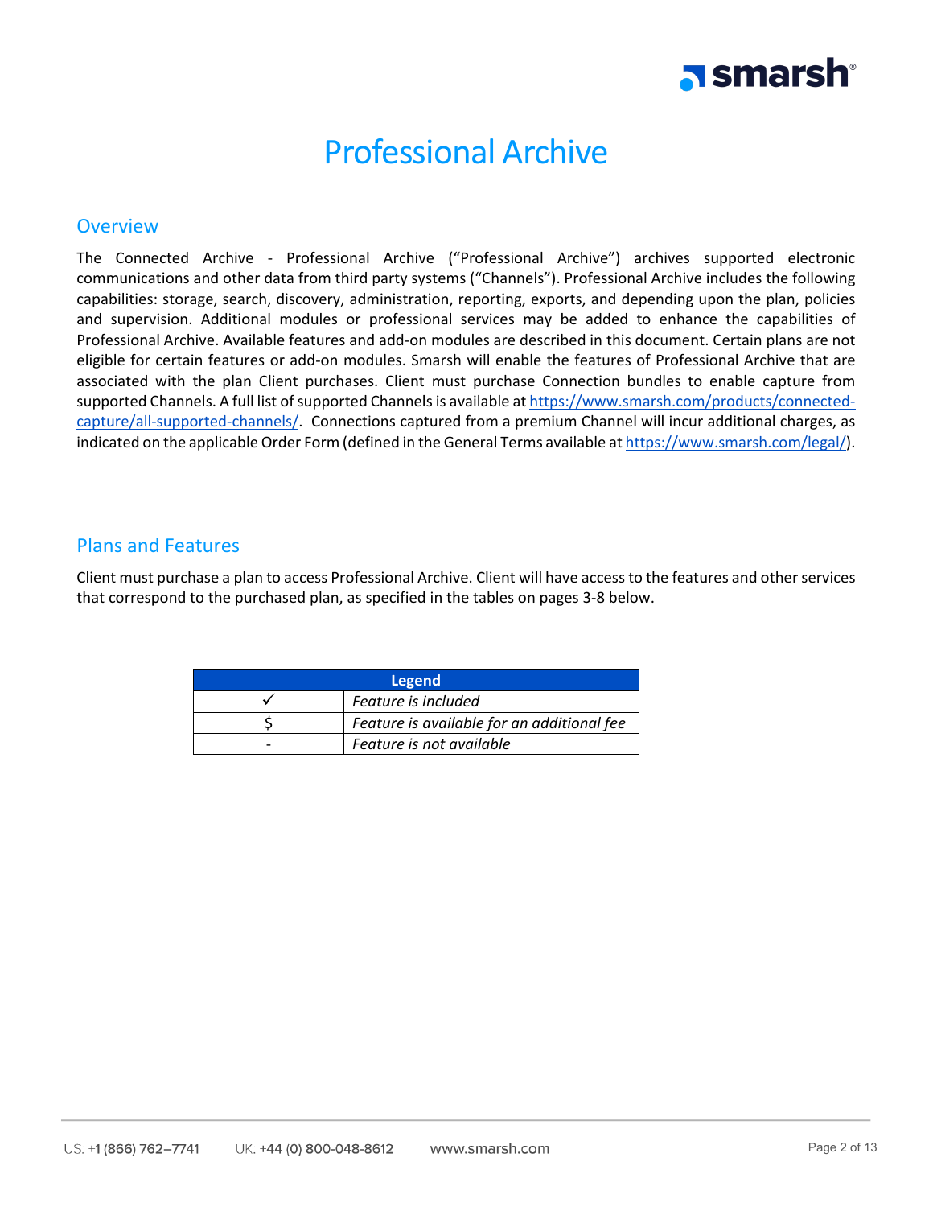# Professional Archive

## Overview

The Connected Archive - Professional Archive ("Professional Archive") archives supported electronic communications and other data from third party systems ("Channels"). Professional Archive includes the following capabilities: storage, search, discovery, administration, reporting, exports, and depending upon the plan, policies and supervision. Additional modules or professional services may be added to enhance the capabilities of Professional Archive. Available features and add-on modules are described in this document. Certain plans are not eligible for certain features or add-on modules. Smarsh will enable the features of Professional Archive that are associated with the plan Client purchases. Client must purchase Connection bundles to enable capture from supported Channels. A full list of supported Channels is available at [https://www.smarsh.com/products/connected-capture/all-supported-channels/](https://www.smarsh.com/products/connected-capture/all-supported-channels/). Connections captured from a premium Channel will incur additional charges, as indicated on the applicable Order Form (defined in the General Terms available at [https://www.smarsh.com/legal/](https://www.smarsh.com/legal/)).

## Plans and Features

Client must purchase a plan to access Professional Archive. Client will have access to the features and other services that correspond to the purchased plan, as specified in the tables on pages 3-8 below.

| Legend | |
|---|---|
| ✓ | *Feature is included* |
| $ | *Feature is available for an additional fee* |
| - | *Feature is not available* |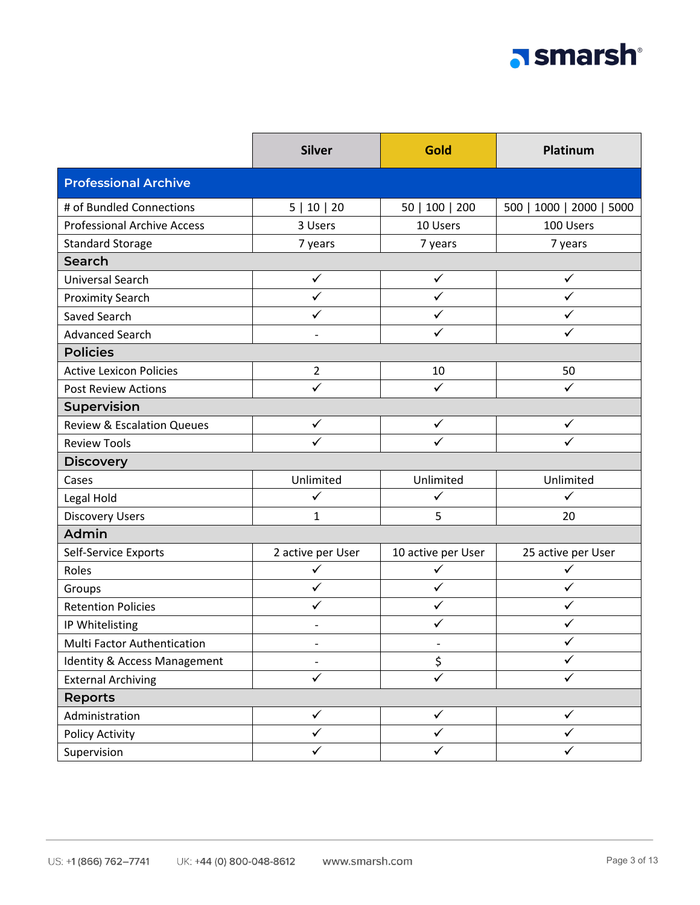| | Silver | Gold | Platinum |
|---|---|---|---|
| **Professional Archive** | | | |
| # of Bundled Connections | 5 \| 10 \| 20 | 50 \| 100 \| 200 | 500 \| 1000 \| 2000 \| 5000 |
| Professional Archive Access | 3 Users | 10 Users | 100 Users |
| Standard Storage | 7 years | 7 years | 7 years |
| **Search** | | | |
| Universal Search | ✓ | ✓ | ✓ |
| Proximity Search | ✓ | ✓ | ✓ |
| Saved Search | ✓ | ✓ | ✓ |
| Advanced Search | - | ✓ | ✓ |
| **Policies** | | | |
| Active Lexicon Policies | 2 | 10 | 50 |
| Post Review Actions | ✓ | ✓ | ✓ |
| **Supervision** | | | |
| Review & Escalation Queues | ✓ | ✓ | ✓ |
| Review Tools | ✓ | ✓ | ✓ |
| **Discovery** | | | |
| Cases | Unlimited | Unlimited | Unlimited |
| Legal Hold | ✓ | ✓ | ✓ |
| Discovery Users | 1 | 5 | 20 |
| **Admin** | | | |
| Self-Service Exports | 2 active per User | 10 active per User | 25 active per User |
| Roles | ✓ | ✓ | ✓ |
| Groups | ✓ | ✓ | ✓ |
| Retention Policies | ✓ | ✓ | ✓ |
| IP Whitelisting | - | ✓ | ✓ |
| Multi Factor Authentication | - | - | ✓ |
| Identity & Access Management | - | $ | ✓ |
| External Archiving | ✓ | ✓ | ✓ |
| **Reports** | | | |
| Administration | ✓ | ✓ | ✓ |
| Policy Activity | ✓ | ✓ | ✓ |
| Supervision | ✓ | ✓ | ✓ |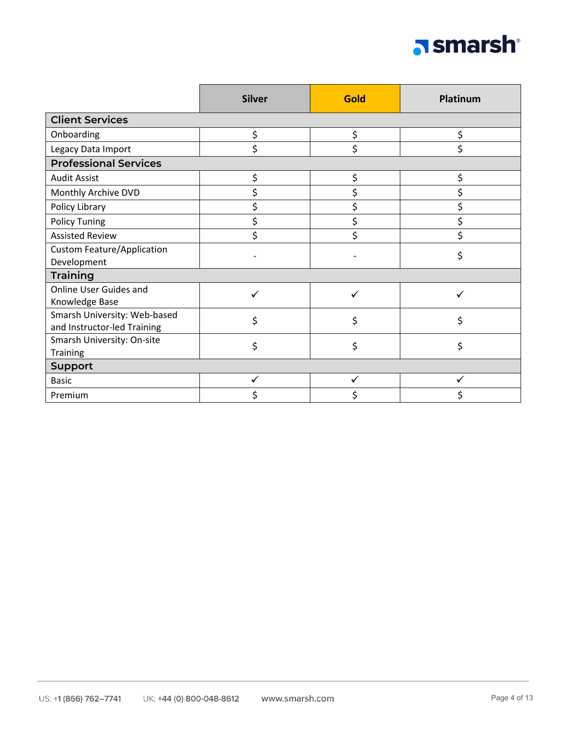| | Silver | Gold | Platinum |
|---|---|---|---|
| **Client Services** | | | |
| Onboarding | $ | $ | $ |
| Legacy Data Import | $ | $ | $ |
| **Professional Services** | | | |
| Audit Assist | $ | $ | $ |
| Monthly Archive DVD | $ | $ | $ |
| Policy Library | $ | $ | $ |
| Policy Tuning | $ | $ | $ |
| Assisted Review | $ | $ | $ |
| Custom Feature/Application Development | - | - | $ |
| **Training** | | | |
| Online User Guides and Knowledge Base | ✓ | ✓ | ✓ |
| Smarsh University: Web-based and Instructor-led Training | $ | $ | $ |
| Smarsh University: On-site Training | $ | $ | $ |
| **Support** | | | |
| Basic | ✓ | ✓ | ✓ |
| Premium | $ | $ | $ |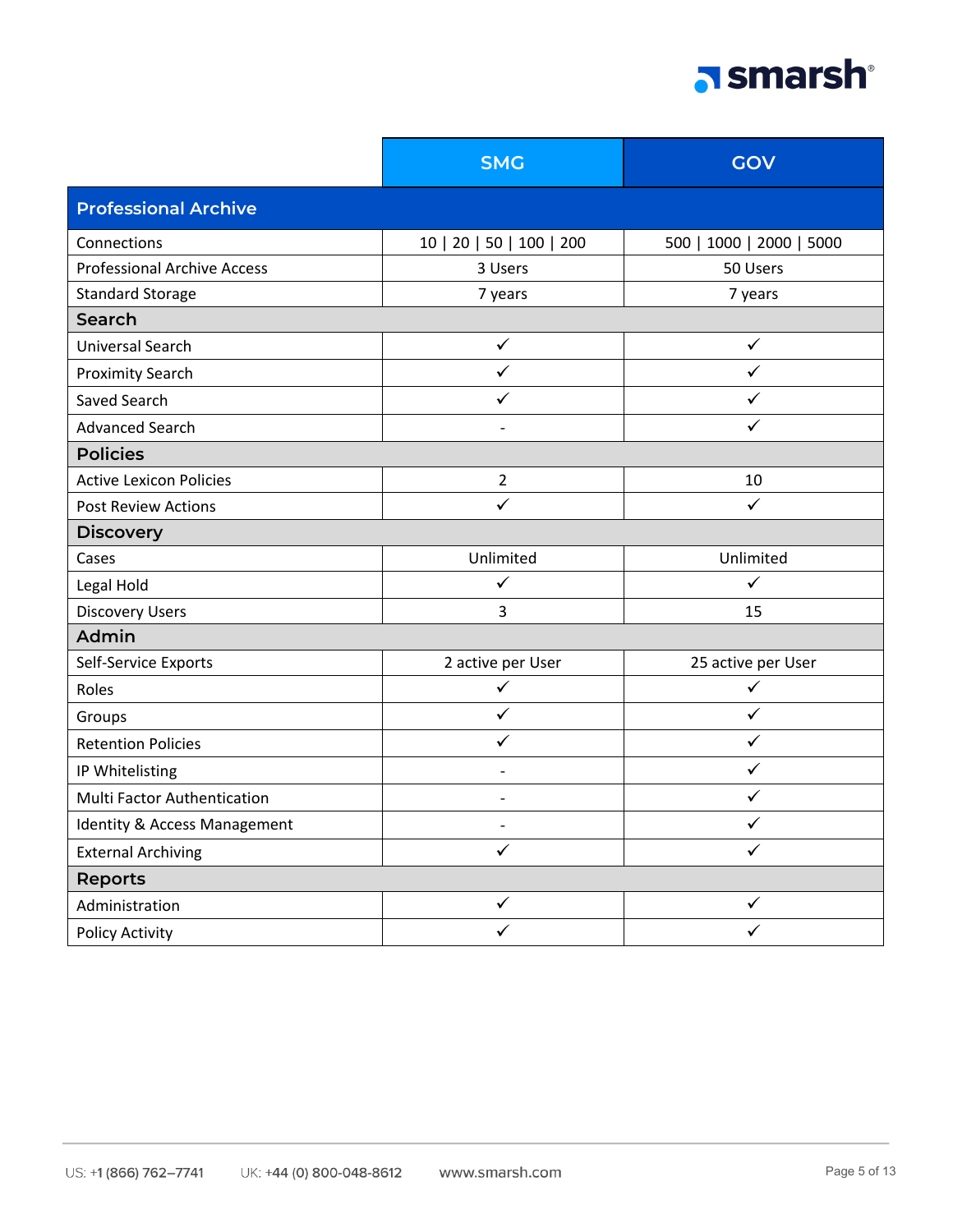| | SMG | GOV |
|---|---|---|
| **Professional Archive** | | |
| Connections | 10 \| 20 \| 50 \| 100 \| 200 | 500 \| 1000 \| 2000 \| 5000 |
| Professional Archive Access | 3 Users | 50 Users |
| Standard Storage | 7 years | 7 years |
| **Search** | | |
| Universal Search | ✓ | ✓ |
| Proximity Search | ✓ | ✓ |
| Saved Search | ✓ | ✓ |
| Advanced Search | - | ✓ |
| **Policies** | | |
| Active Lexicon Policies | 2 | 10 |
| Post Review Actions | ✓ | ✓ |
| **Discovery** | | |
| Cases | Unlimited | Unlimited |
| Legal Hold | ✓ | ✓ |
| Discovery Users | 3 | 15 |
| **Admin** | | |
| Self-Service Exports | 2 active per User | 25 active per User |
| Roles | ✓ | ✓ |
| Groups | ✓ | ✓ |
| Retention Policies | ✓ | ✓ |
| IP Whitelisting | - | ✓ |
| Multi Factor Authentication | - | ✓ |
| Identity & Access Management | - | ✓ |
| External Archiving | ✓ | ✓ |
| **Reports** | | |
| Administration | ✓ | ✓ |
| Policy Activity | ✓ | ✓ |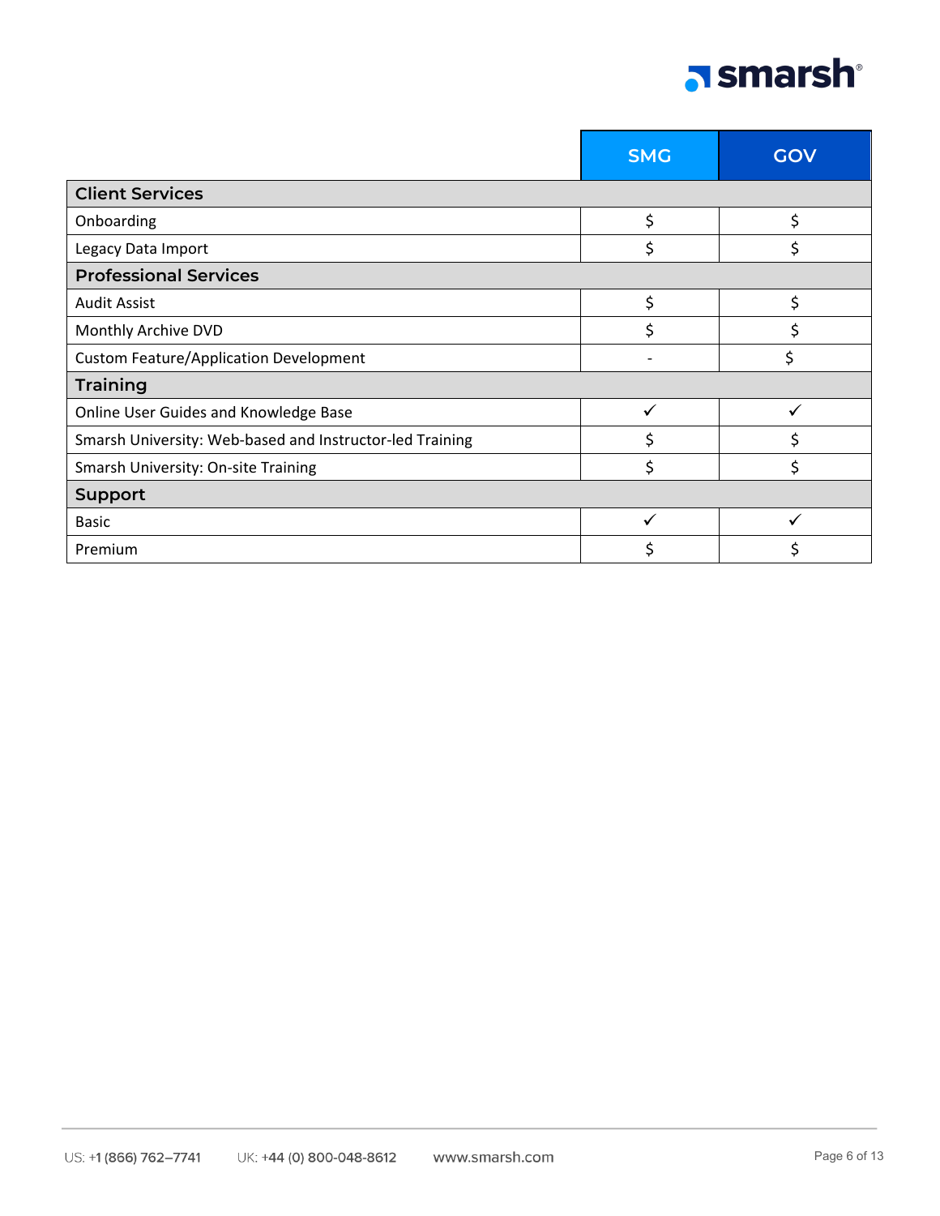| | SMG | GOV |
|---|---|---|
| **Client Services** | | |
| Onboarding | $ | $ |
| Legacy Data Import | $ | $ |
| **Professional Services** | | |
| Audit Assist | $ | $ |
| Monthly Archive DVD | $ | $ |
| Custom Feature/Application Development | - | $ |
| **Training** | | |
| Online User Guides and Knowledge Base | ✓ | ✓ |
| Smarsh University: Web-based and Instructor-led Training | $ | $ |
| Smarsh University: On-site Training | $ | $ |
| **Support** | | |
| Basic | ✓ | ✓ |
| Premium | $ | $ |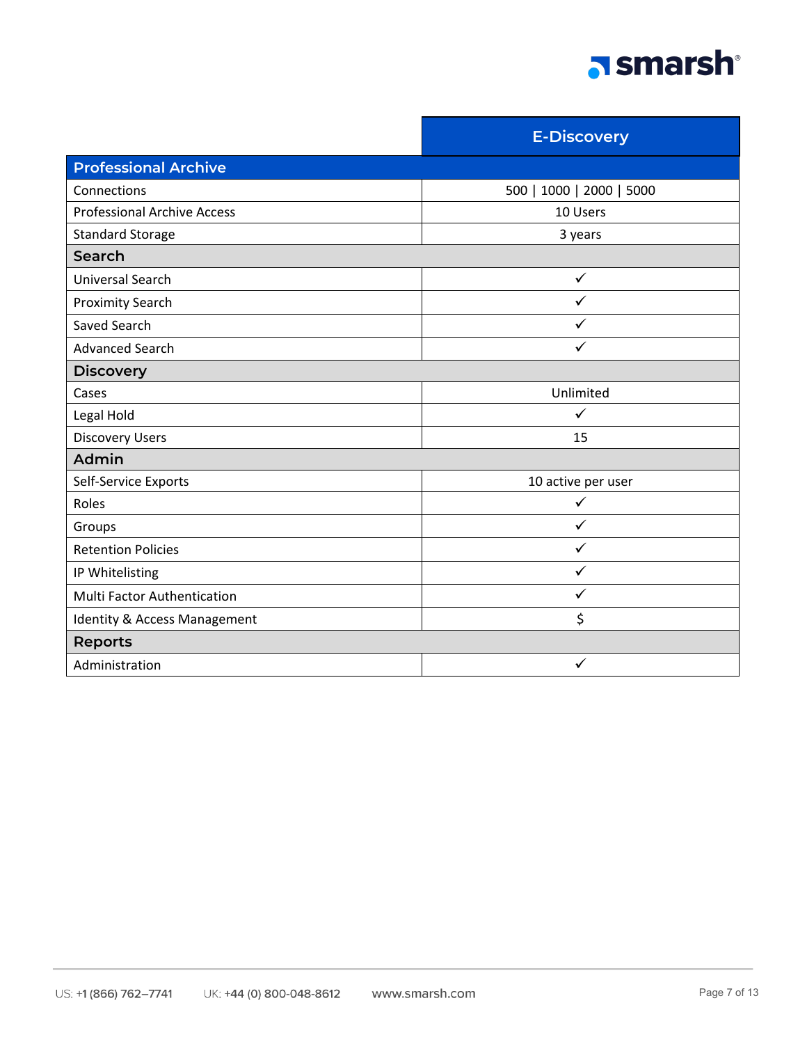| | E-Discovery |
|---|---|
| **Professional Archive** | |
| Connections | 500 \| 1000 \| 2000 \| 5000 |
| Professional Archive Access | 10 Users |
| Standard Storage | 3 years |
| **Search** | |
| Universal Search | ✓ |
| Proximity Search | ✓ |
| Saved Search | ✓ |
| Advanced Search | ✓ |
| **Discovery** | |
| Cases | Unlimited |
| Legal Hold | ✓ |
| Discovery Users | 15 |
| **Admin** | |
| Self-Service Exports | 10 active per user |
| Roles | ✓ |
| Groups | ✓ |
| Retention Policies | ✓ |
| IP Whitelisting | ✓ |
| Multi Factor Authentication | ✓ |
| Identity & Access Management | $ |
| **Reports** | |
| Administration | ✓ |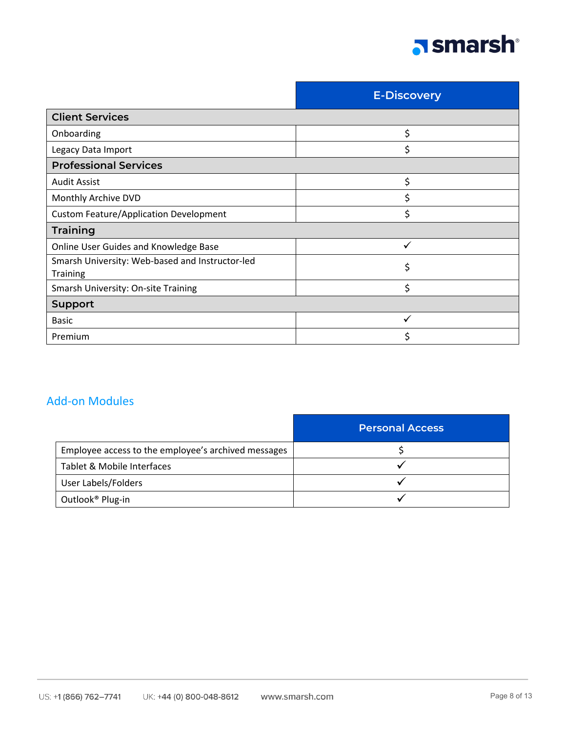| | E-Discovery |
|---|---|
| **Client Services** | |
| Onboarding | $ |
| Legacy Data Import | $ |
| **Professional Services** | |
| Audit Assist | $ |
| Monthly Archive DVD | $ |
| Custom Feature/Application Development | $ |
| **Training** | |
| Online User Guides and Knowledge Base | ✓ |
| Smarsh University: Web-based and Instructor-led Training | $ |
| Smarsh University: On-site Training | $ |
| **Support** | |
| Basic | ✓ |
| Premium | $ |

## Add-on Modules

| | Personal Access |
|---|---|
| Employee access to the employee's archived messages | $ |
| Tablet & Mobile Interfaces | ✓ |
| User Labels/Folders | ✓ |
| Outlook® Plug-in | ✓ |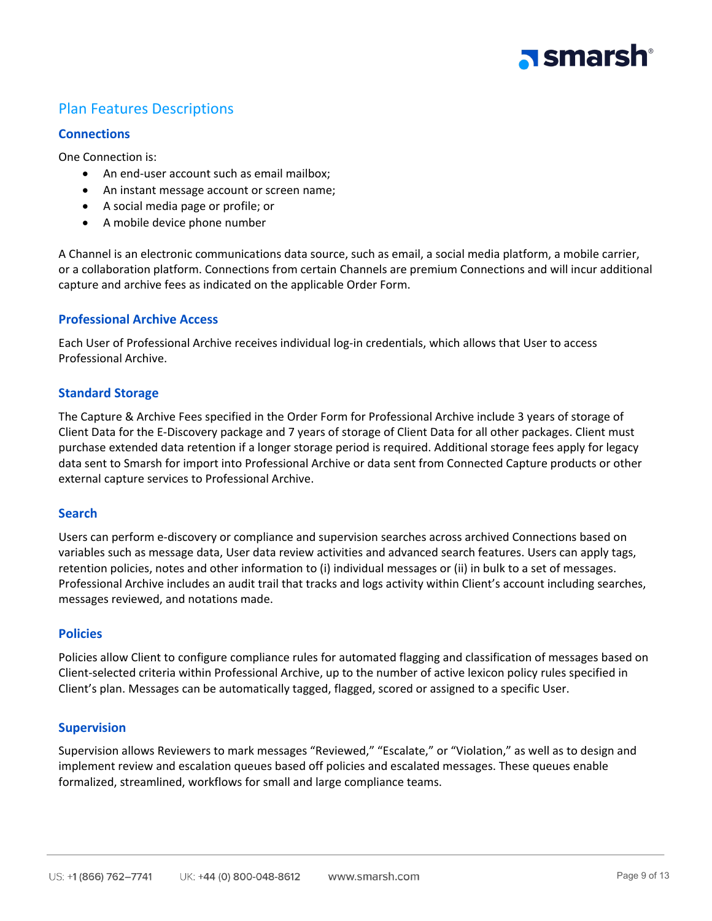## Plan Features Descriptions

### Connections

One Connection is:

- An end-user account such as email mailbox;
- An instant message account or screen name;
- A social media page or profile; or
- A mobile device phone number

A Channel is an electronic communications data source, such as email, a social media platform, a mobile carrier, or a collaboration platform. Connections from certain Channels are premium Connections and will incur additional capture and archive fees as indicated on the applicable Order Form.

### Professional Archive Access

Each User of Professional Archive receives individual log-in credentials, which allows that User to access Professional Archive.

### Standard Storage

The Capture & Archive Fees specified in the Order Form for Professional Archive include 3 years of storage of Client Data for the E-Discovery package and 7 years of storage of Client Data for all other packages. Client must purchase extended data retention if a longer storage period is required. Additional storage fees apply for legacy data sent to Smarsh for import into Professional Archive or data sent from Connected Capture products or other external capture services to Professional Archive.

### Search

Users can perform e-discovery or compliance and supervision searches across archived Connections based on variables such as message data, User data review activities and advanced search features. Users can apply tags, retention policies, notes and other information to (i) individual messages or (ii) in bulk to a set of messages. Professional Archive includes an audit trail that tracks and logs activity within Client's account including searches, messages reviewed, and notations made.

### Policies

Policies allow Client to configure compliance rules for automated flagging and classification of messages based on Client-selected criteria within Professional Archive, up to the number of active lexicon policy rules specified in Client's plan. Messages can be automatically tagged, flagged, scored or assigned to a specific User.

### Supervision

Supervision allows Reviewers to mark messages "Reviewed," "Escalate," or "Violation," as well as to design and implement review and escalation queues based off policies and escalated messages. These queues enable formalized, streamlined, workflows for small and large compliance teams.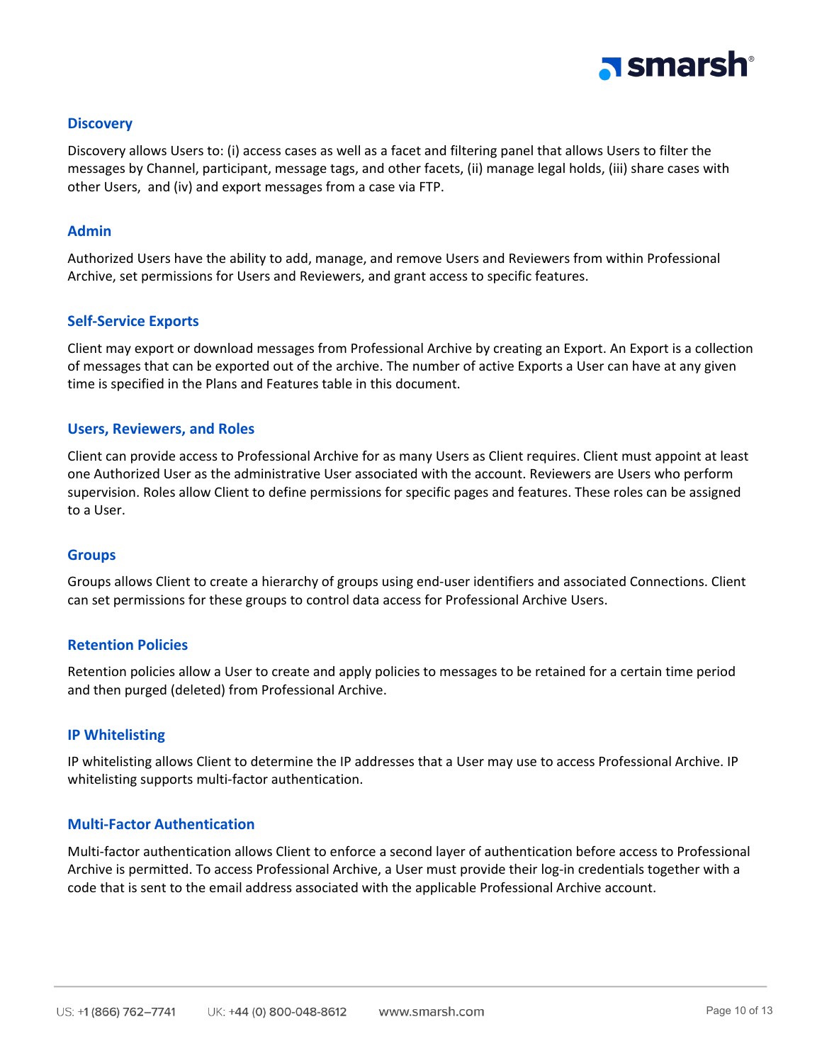### Discovery

Discovery allows Users to: (i) access cases as well as a facet and filtering panel that allows Users to filter the messages by Channel, participant, message tags, and other facets, (ii) manage legal holds, (iii) share cases with other Users, and (iv) and export messages from a case via FTP.

### Admin

Authorized Users have the ability to add, manage, and remove Users and Reviewers from within Professional Archive, set permissions for Users and Reviewers, and grant access to specific features.

### Self-Service Exports

Client may export or download messages from Professional Archive by creating an Export. An Export is a collection of messages that can be exported out of the archive. The number of active Exports a User can have at any given time is specified in the Plans and Features table in this document.

### Users, Reviewers, and Roles

Client can provide access to Professional Archive for as many Users as Client requires. Client must appoint at least one Authorized User as the administrative User associated with the account. Reviewers are Users who perform supervision. Roles allow Client to define permissions for specific pages and features. These roles can be assigned to a User.

### Groups

Groups allows Client to create a hierarchy of groups using end-user identifiers and associated Connections. Client can set permissions for these groups to control data access for Professional Archive Users.

### Retention Policies

Retention policies allow a User to create and apply policies to messages to be retained for a certain time period and then purged (deleted) from Professional Archive.

### IP Whitelisting

IP whitelisting allows Client to determine the IP addresses that a User may use to access Professional Archive. IP whitelisting supports multi-factor authentication.

### Multi-Factor Authentication

Multi-factor authentication allows Client to enforce a second layer of authentication before access to Professional Archive is permitted. To access Professional Archive, a User must provide their log-in credentials together with a code that is sent to the email address associated with the applicable Professional Archive account.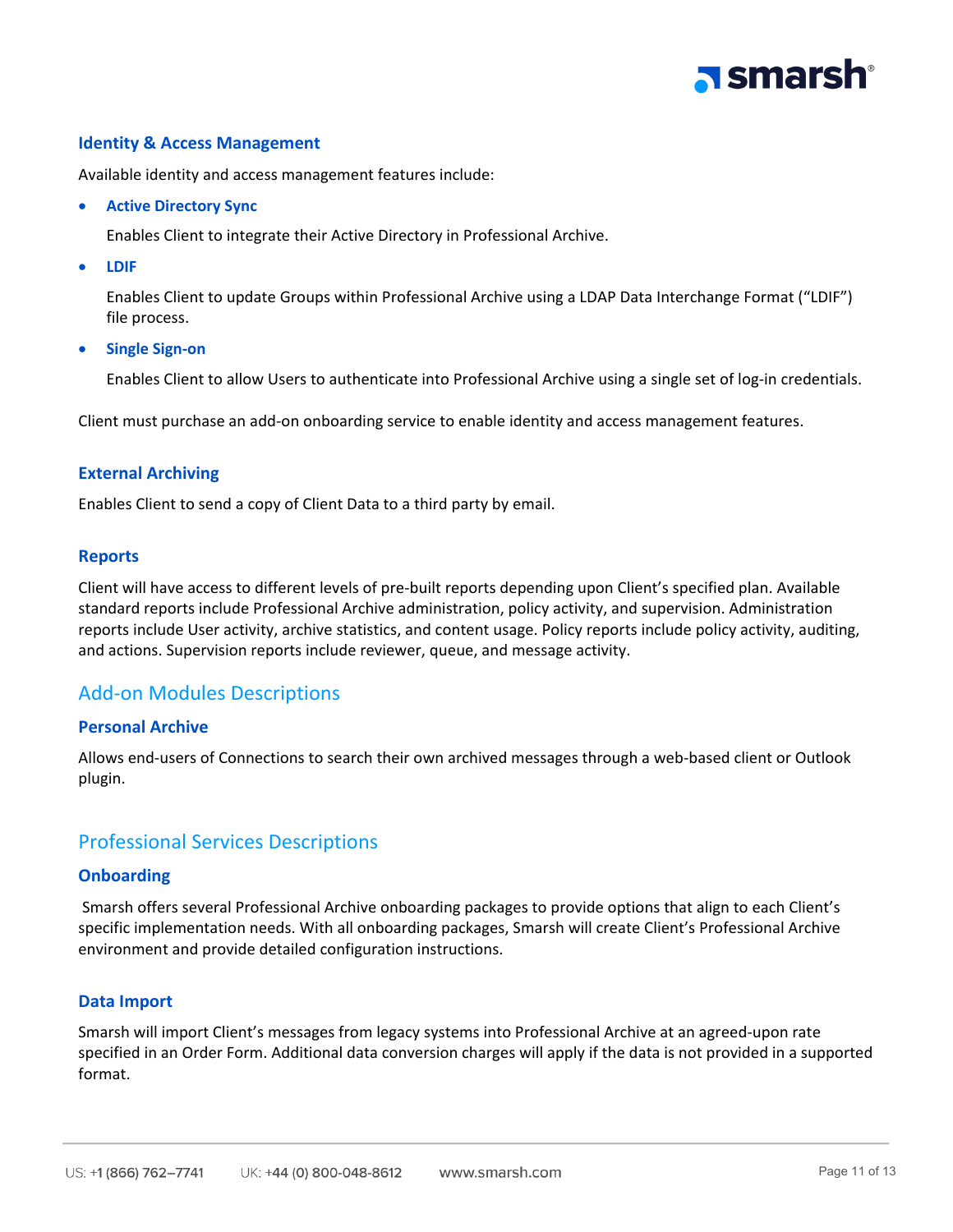### Identity & Access Management

Available identity and access management features include:

- **Active Directory Sync**

  Enables Client to integrate their Active Directory in Professional Archive.

- **LDIF**

  Enables Client to update Groups within Professional Archive using a LDAP Data Interchange Format (“LDIF”) file process.

- **Single Sign-on**

  Enables Client to allow Users to authenticate into Professional Archive using a single set of log-in credentials.

Client must purchase an add-on onboarding service to enable identity and access management features.

### External Archiving

Enables Client to send a copy of Client Data to a third party by email.

### Reports

Client will have access to different levels of pre-built reports depending upon Client’s specified plan. Available standard reports include Professional Archive administration, policy activity, and supervision. Administration reports include User activity, archive statistics, and content usage. Policy reports include policy activity, auditing, and actions. Supervision reports include reviewer, queue, and message activity.

## Add-on Modules Descriptions

### Personal Archive

Allows end-users of Connections to search their own archived messages through a web-based client or Outlook plugin.

## Professional Services Descriptions

### Onboarding

Smarsh offers several Professional Archive onboarding packages to provide options that align to each Client’s specific implementation needs. With all onboarding packages, Smarsh will create Client’s Professional Archive environment and provide detailed configuration instructions.

### Data Import

Smarsh will import Client’s messages from legacy systems into Professional Archive at an agreed-upon rate specified in an Order Form. Additional data conversion charges will apply if the data is not provided in a supported format.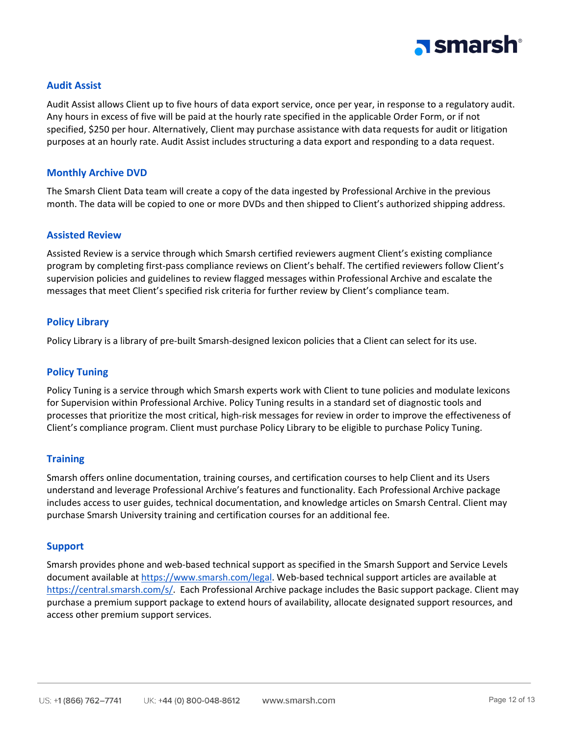## Audit Assist

Audit Assist allows Client up to five hours of data export service, once per year, in response to a regulatory audit. Any hours in excess of five will be paid at the hourly rate specified in the applicable Order Form, or if not specified, $250 per hour. Alternatively, Client may purchase assistance with data requests for audit or litigation purposes at an hourly rate. Audit Assist includes structuring a data export and responding to a data request.

## Monthly Archive DVD

The Smarsh Client Data team will create a copy of the data ingested by Professional Archive in the previous month. The data will be copied to one or more DVDs and then shipped to Client's authorized shipping address.

## Assisted Review

Assisted Review is a service through which Smarsh certified reviewers augment Client's existing compliance program by completing first-pass compliance reviews on Client's behalf. The certified reviewers follow Client's supervision policies and guidelines to review flagged messages within Professional Archive and escalate the messages that meet Client's specified risk criteria for further review by Client's compliance team.

## Policy Library

Policy Library is a library of pre-built Smarsh-designed lexicon policies that a Client can select for its use.

## Policy Tuning

Policy Tuning is a service through which Smarsh experts work with Client to tune policies and modulate lexicons for Supervision within Professional Archive. Policy Tuning results in a standard set of diagnostic tools and processes that prioritize the most critical, high-risk messages for review in order to improve the effectiveness of Client's compliance program. Client must purchase Policy Library to be eligible to purchase Policy Tuning.

## Training

Smarsh offers online documentation, training courses, and certification courses to help Client and its Users understand and leverage Professional Archive's features and functionality. Each Professional Archive package includes access to user guides, technical documentation, and knowledge articles on Smarsh Central. Client may purchase Smarsh University training and certification courses for an additional fee.

## Support

Smarsh provides phone and web-based technical support as specified in the Smarsh Support and Service Levels document available at [https://www.smarsh.com/legal](https://www.smarsh.com/legal). Web-based technical support articles are available at [https://central.smarsh.com/s/](https://central.smarsh.com/s/). Each Professional Archive package includes the Basic support package. Client may purchase a premium support package to extend hours of availability, allocate designated support resources, and access other premium support services.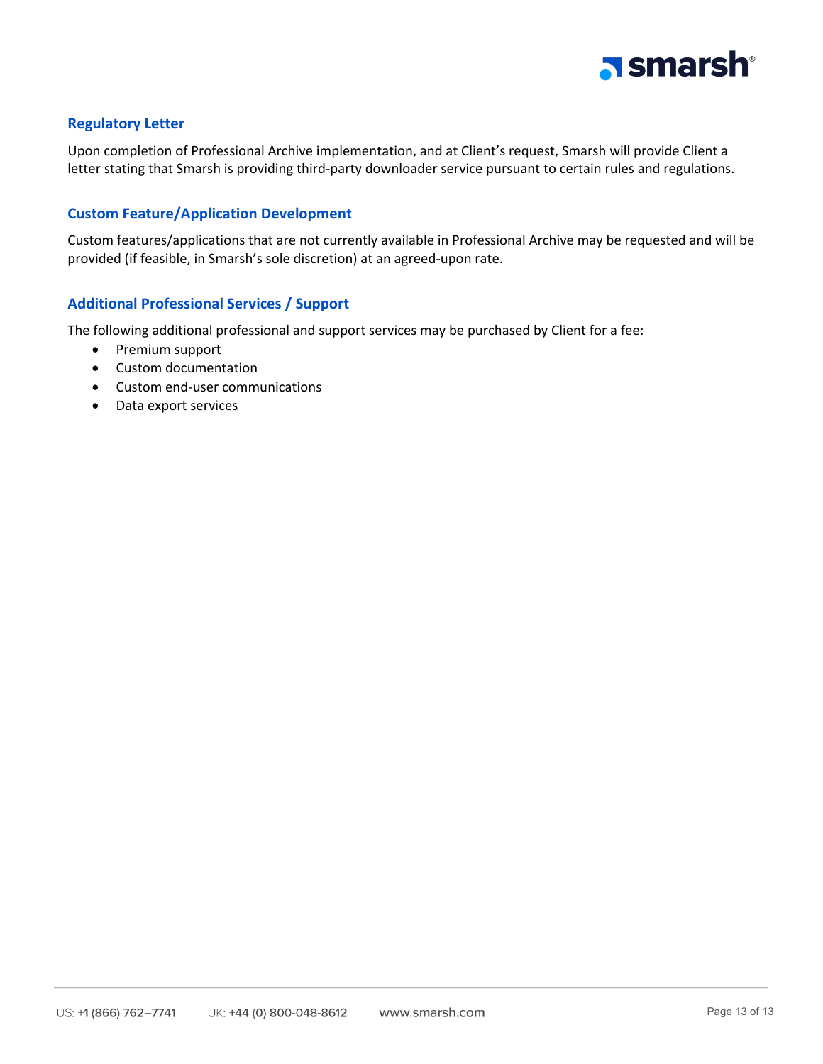## Regulatory Letter

Upon completion of Professional Archive implementation, and at Client's request, Smarsh will provide Client a letter stating that Smarsh is providing third-party downloader service pursuant to certain rules and regulations.

## Custom Feature/Application Development

Custom features/applications that are not currently available in Professional Archive may be requested and will be provided (if feasible, in Smarsh's sole discretion) at an agreed-upon rate.

## Additional Professional Services / Support

The following additional professional and support services may be purchased by Client for a fee:

- Premium support
- Custom documentation
- Custom end-user communications
- Data export services